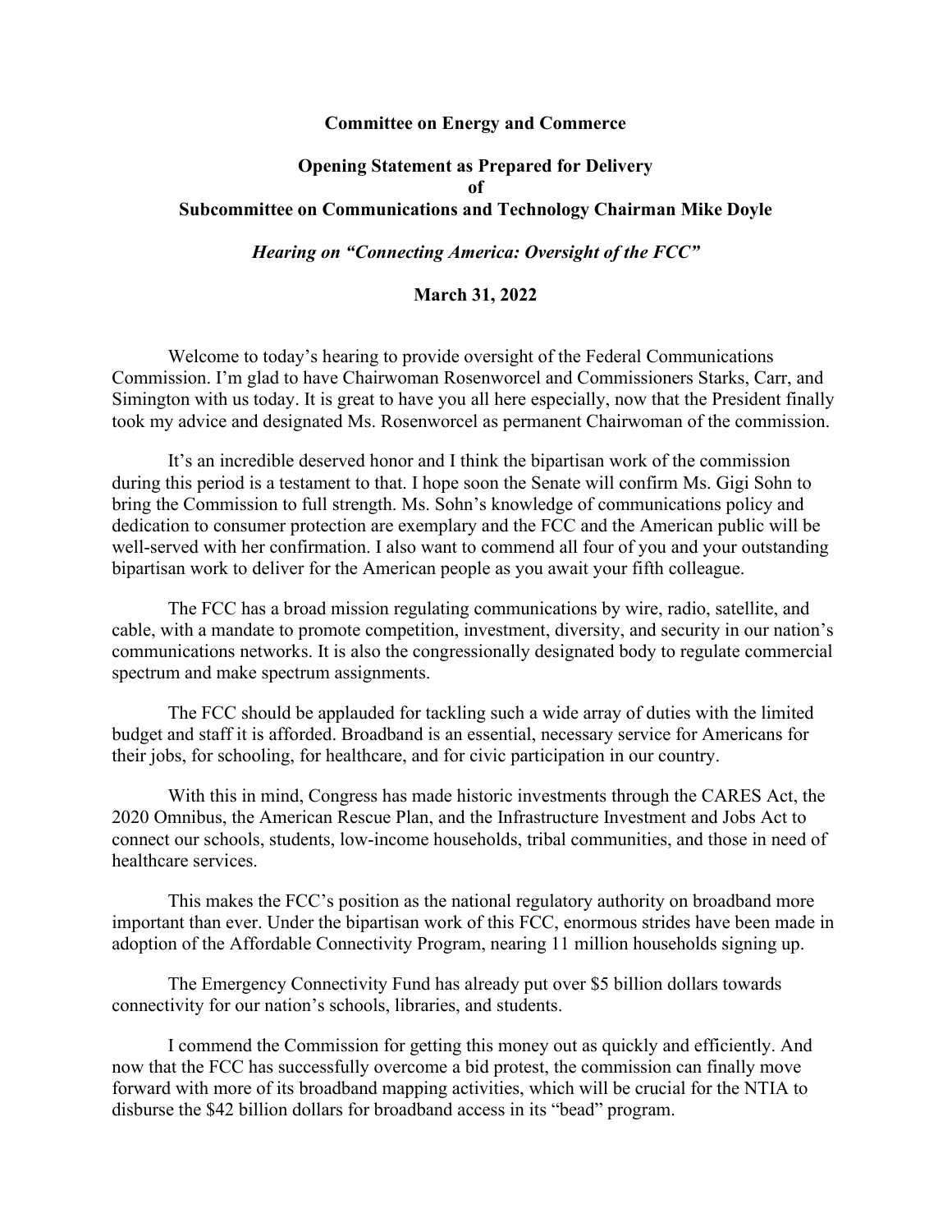**Committee on Energy and Commerce**

**Opening Statement as Prepared for Delivery**
**of**
**Subcommittee on Communications and Technology Chairman Mike Doyle**

***Hearing on "Connecting America: Oversight of the FCC"***

**March 31, 2022**

Welcome to today's hearing to provide oversight of the Federal Communications Commission. I'm glad to have Chairwoman Rosenworcel and Commissioners Starks, Carr, and Simington with us today. It is great to have you all here especially, now that the President finally took my advice and designated Ms. Rosenworcel as permanent Chairwoman of the commission.

It's an incredible deserved honor and I think the bipartisan work of the commission during this period is a testament to that. I hope soon the Senate will confirm Ms. Gigi Sohn to bring the Commission to full strength. Ms. Sohn's knowledge of communications policy and dedication to consumer protection are exemplary and the FCC and the American public will be well-served with her confirmation. I also want to commend all four of you and your outstanding bipartisan work to deliver for the American people as you await your fifth colleague.

The FCC has a broad mission regulating communications by wire, radio, satellite, and cable, with a mandate to promote competition, investment, diversity, and security in our nation's communications networks. It is also the congressionally designated body to regulate commercial spectrum and make spectrum assignments.

The FCC should be applauded for tackling such a wide array of duties with the limited budget and staff it is afforded. Broadband is an essential, necessary service for Americans for their jobs, for schooling, for healthcare, and for civic participation in our country.

With this in mind, Congress has made historic investments through the CARES Act, the 2020 Omnibus, the American Rescue Plan, and the Infrastructure Investment and Jobs Act to connect our schools, students, low-income households, tribal communities, and those in need of healthcare services.

This makes the FCC's position as the national regulatory authority on broadband more important than ever. Under the bipartisan work of this FCC, enormous strides have been made in adoption of the Affordable Connectivity Program, nearing 11 million households signing up.

The Emergency Connectivity Fund has already put over $5 billion dollars towards connectivity for our nation's schools, libraries, and students.

I commend the Commission for getting this money out as quickly and efficiently. And now that the FCC has successfully overcome a bid protest, the commission can finally move forward with more of its broadband mapping activities, which will be crucial for the NTIA to disburse the $42 billion dollars for broadband access in its "bead" program.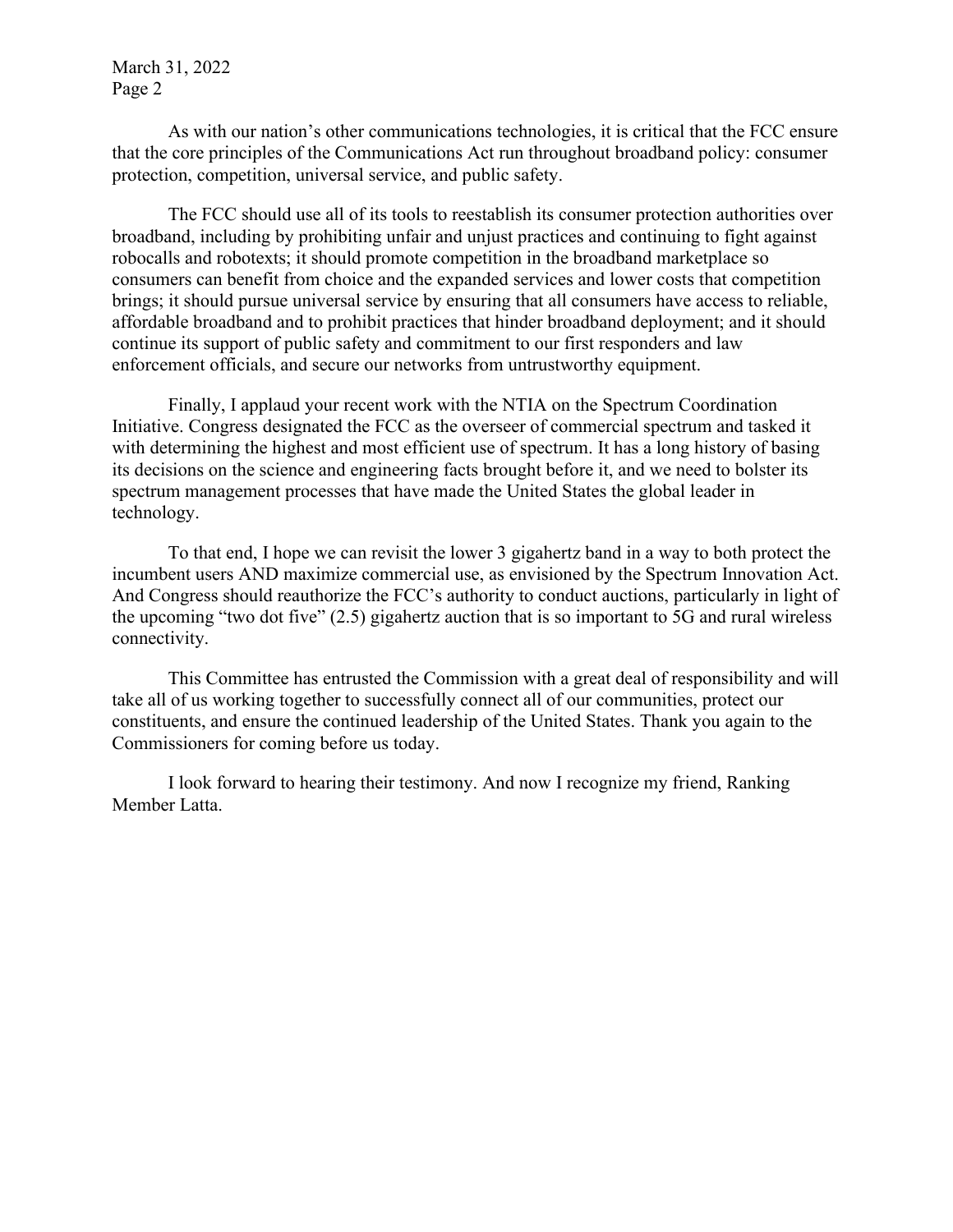As with our nation's other communications technologies, it is critical that the FCC ensure that the core principles of the Communications Act run throughout broadband policy: consumer protection, competition, universal service, and public safety.

The FCC should use all of its tools to reestablish its consumer protection authorities over broadband, including by prohibiting unfair and unjust practices and continuing to fight against robocalls and robotexts; it should promote competition in the broadband marketplace so consumers can benefit from choice and the expanded services and lower costs that competition brings; it should pursue universal service by ensuring that all consumers have access to reliable, affordable broadband and to prohibit practices that hinder broadband deployment; and it should continue its support of public safety and commitment to our first responders and law enforcement officials, and secure our networks from untrustworthy equipment.

Finally, I applaud your recent work with the NTIA on the Spectrum Coordination Initiative. Congress designated the FCC as the overseer of commercial spectrum and tasked it with determining the highest and most efficient use of spectrum. It has a long history of basing its decisions on the science and engineering facts brought before it, and we need to bolster its spectrum management processes that have made the United States the global leader in technology.

To that end, I hope we can revisit the lower 3 gigahertz band in a way to both protect the incumbent users AND maximize commercial use, as envisioned by the Spectrum Innovation Act. And Congress should reauthorize the FCC's authority to conduct auctions, particularly in light of the upcoming "two dot five" (2.5) gigahertz auction that is so important to 5G and rural wireless connectivity.

This Committee has entrusted the Commission with a great deal of responsibility and will take all of us working together to successfully connect all of our communities, protect our constituents, and ensure the continued leadership of the United States. Thank you again to the Commissioners for coming before us today.

I look forward to hearing their testimony. And now I recognize my friend, Ranking Member Latta.